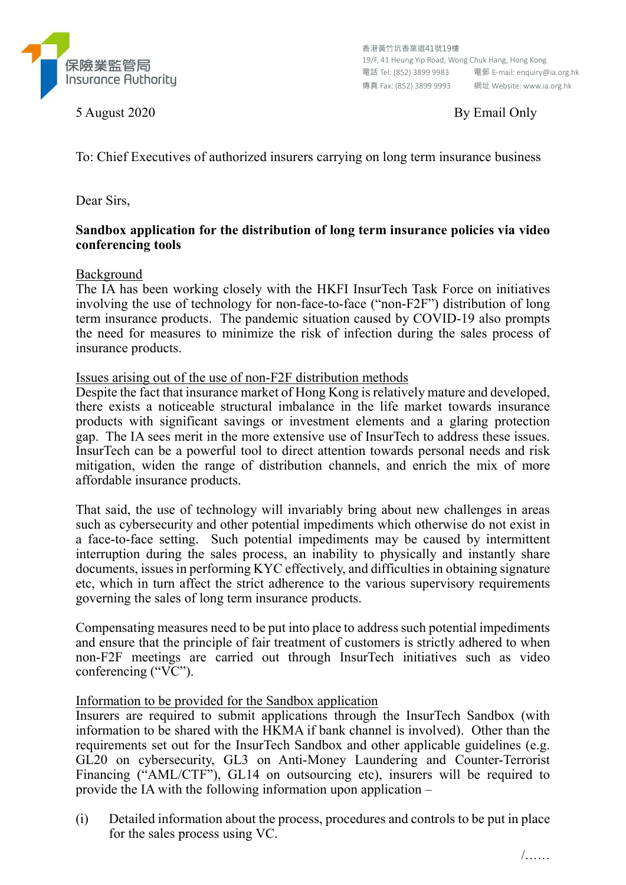保險業監管局
Insurance Authority

香港黃竹坑香葉道41號19樓
19/F, 41 Heung Yip Road, Wong Chuk Hang, Hong Kong
電話 Tel: (852) 3899 9983　電郵 E-mail: enquiry@ia.org.hk
傳真 Fax: (852) 3899 9993　網址 Website: www.ia.org.hk

5 August 2020　　　　　　　　　　　　　　　　　　　　By Email Only

To: Chief Executives of authorized insurers carrying on long term insurance business

Dear Sirs,

**Sandbox application for the distribution of long term insurance policies via video conferencing tools**

Background

The IA has been working closely with the HKFI InsurTech Task Force on initiatives involving the use of technology for non-face-to-face ("non-F2F") distribution of long term insurance products. The pandemic situation caused by COVID-19 also prompts the need for measures to minimize the risk of infection during the sales process of insurance products.

Issues arising out of the use of non-F2F distribution methods

Despite the fact that insurance market of Hong Kong is relatively mature and developed, there exists a noticeable structural imbalance in the life market towards insurance products with significant savings or investment elements and a glaring protection gap. The IA sees merit in the more extensive use of InsurTech to address these issues. InsurTech can be a powerful tool to direct attention towards personal needs and risk mitigation, widen the range of distribution channels, and enrich the mix of more affordable insurance products.

That said, the use of technology will invariably bring about new challenges in areas such as cybersecurity and other potential impediments which otherwise do not exist in a face-to-face setting. Such potential impediments may be caused by intermittent interruption during the sales process, an inability to physically and instantly share documents, issues in performing KYC effectively, and difficulties in obtaining signature etc, which in turn affect the strict adherence to the various supervisory requirements governing the sales of long term insurance products.

Compensating measures need to be put into place to address such potential impediments and ensure that the principle of fair treatment of customers is strictly adhered to when non-F2F meetings are carried out through InsurTech initiatives such as video conferencing ("VC").

Information to be provided for the Sandbox application

Insurers are required to submit applications through the InsurTech Sandbox (with information to be shared with the HKMA if bank channel is involved). Other than the requirements set out for the InsurTech Sandbox and other applicable guidelines (e.g. GL20 on cybersecurity, GL3 on Anti-Money Laundering and Counter-Terrorist Financing ("AML/CTF"), GL14 on outsourcing etc), insurers will be required to provide the IA with the following information upon application –

(i) Detailed information about the process, procedures and controls to be put in place for the sales process using VC.

/……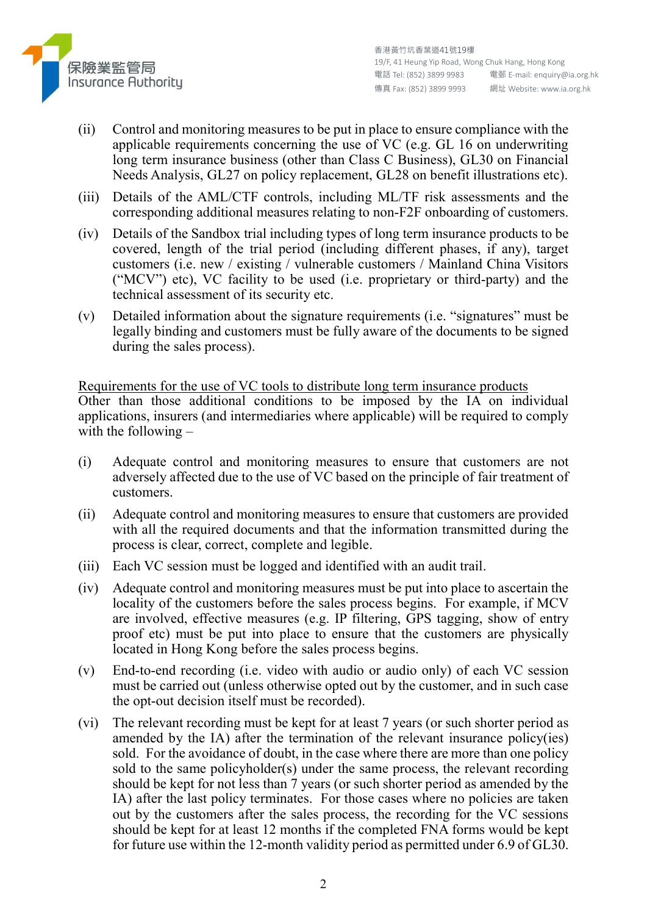(ii) Control and monitoring measures to be put in place to ensure compliance with the applicable requirements concerning the use of VC (e.g. GL 16 on underwriting long term insurance business (other than Class C Business), GL30 on Financial Needs Analysis, GL27 on policy replacement, GL28 on benefit illustrations etc).

(iii) Details of the AML/CTF controls, including ML/TF risk assessments and the corresponding additional measures relating to non-F2F onboarding of customers.

(iv) Details of the Sandbox trial including types of long term insurance products to be covered, length of the trial period (including different phases, if any), target customers (i.e. new / existing / vulnerable customers / Mainland China Visitors ("MCV") etc), VC facility to be used (i.e. proprietary or third-party) and the technical assessment of its security etc.

(v) Detailed information about the signature requirements (i.e. "signatures" must be legally binding and customers must be fully aware of the documents to be signed during the sales process).

<u>Requirements for the use of VC tools to distribute long term insurance products</u>

Other than those additional conditions to be imposed by the IA on individual applications, insurers (and intermediaries where applicable) will be required to comply with the following –

(i) Adequate control and monitoring measures to ensure that customers are not adversely affected due to the use of VC based on the principle of fair treatment of customers.

(ii) Adequate control and monitoring measures to ensure that customers are provided with all the required documents and that the information transmitted during the process is clear, correct, complete and legible.

(iii) Each VC session must be logged and identified with an audit trail.

(iv) Adequate control and monitoring measures must be put into place to ascertain the locality of the customers before the sales process begins. For example, if MCV are involved, effective measures (e.g. IP filtering, GPS tagging, show of entry proof etc) must be put into place to ensure that the customers are physically located in Hong Kong before the sales process begins.

(v) End-to-end recording (i.e. video with audio or audio only) of each VC session must be carried out (unless otherwise opted out by the customer, and in such case the opt-out decision itself must be recorded).

(vi) The relevant recording must be kept for at least 7 years (or such shorter period as amended by the IA) after the termination of the relevant insurance policy(ies) sold. For the avoidance of doubt, in the case where there are more than one policy sold to the same policyholder(s) under the same process, the relevant recording should be kept for not less than 7 years (or such shorter period as amended by the IA) after the last policy terminates. For those cases where no policies are taken out by the customers after the sales process, the recording for the VC sessions should be kept for at least 12 months if the completed FNA forms would be kept for future use within the 12-month validity period as permitted under 6.9 of GL30.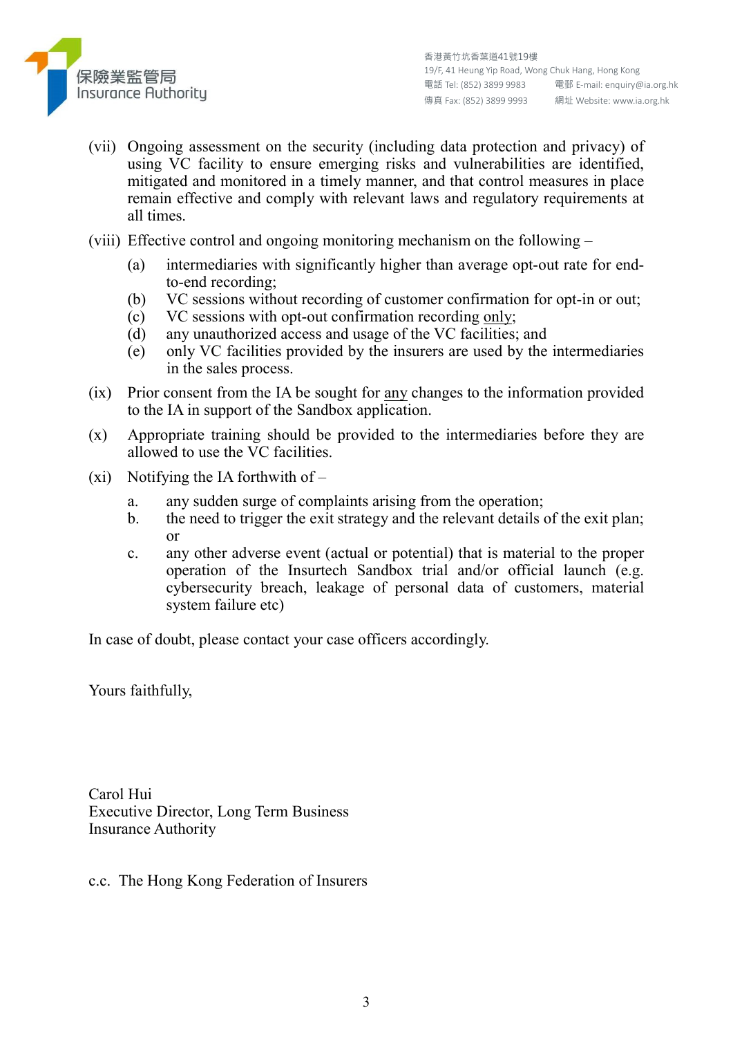(vii) Ongoing assessment on the security (including data protection and privacy) of using VC facility to ensure emerging risks and vulnerabilities are identified, mitigated and monitored in a timely manner, and that control measures in place remain effective and comply with relevant laws and regulatory requirements at all times.

(viii) Effective control and ongoing monitoring mechanism on the following –

- (a) intermediaries with significantly higher than average opt-out rate for end-to-end recording;
- (b) VC sessions without recording of customer confirmation for opt-in or out;
- (c) VC sessions with opt-out confirmation recording <u>only</u>;
- (d) any unauthorized access and usage of the VC facilities; and
- (e) only VC facilities provided by the insurers are used by the intermediaries in the sales process.

(ix) Prior consent from the IA be sought for <u>any</u> changes to the information provided to the IA in support of the Sandbox application.

(x) Appropriate training should be provided to the intermediaries before they are allowed to use the VC facilities.

(xi) Notifying the IA forthwith of –

- a. any sudden surge of complaints arising from the operation;
- b. the need to trigger the exit strategy and the relevant details of the exit plan; or
- c. any other adverse event (actual or potential) that is material to the proper operation of the Insurtech Sandbox trial and/or official launch (e.g. cybersecurity breach, leakage of personal data of customers, material system failure etc)

In case of doubt, please contact your case officers accordingly.

Yours faithfully,

Carol Hui
Executive Director, Long Term Business
Insurance Authority

c.c. The Hong Kong Federation of Insurers